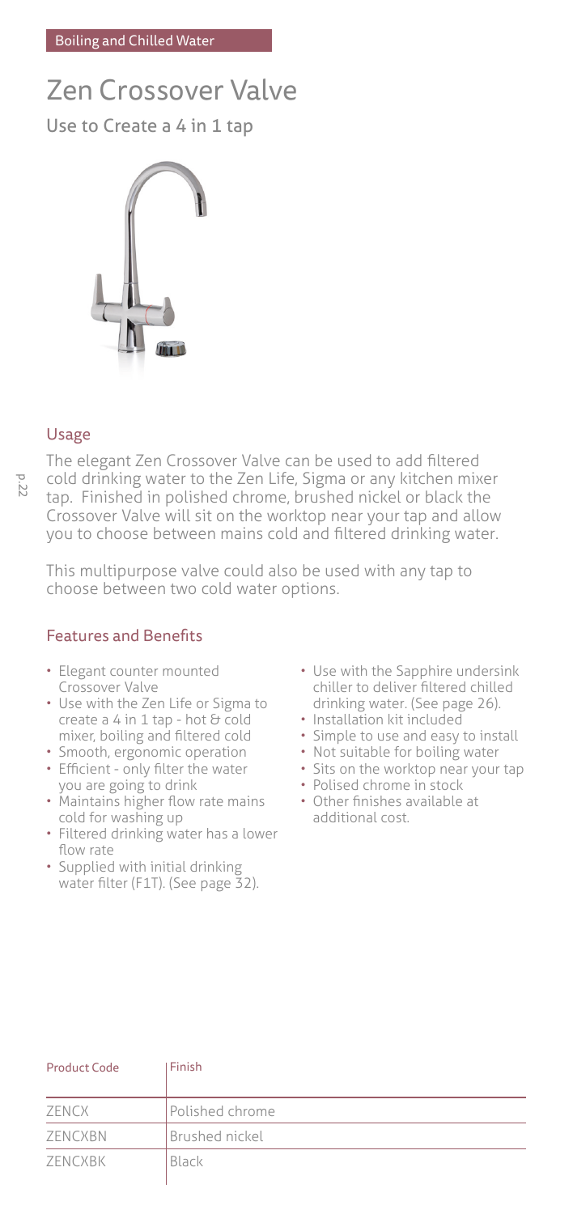Boiling and Chilled Water

# Zen Crossover Valve

Use to Create a 4 in 1 tap

## Usage

The elegant Zen Crossover Valve can be used to add filtered cold drinking water to the Zen Life, Sigma or any kitchen mixer tap. Finished in polished chrome, brushed nickel or black the Crossover Valve will sit on the worktop near your tap and allow you to choose between mains cold and filtered drinking water.

This multipurpose valve could also be used with any tap to choose between two cold water options.

## Features and Benefits

- Elegant counter mounted Crossover Valve
- Use with the Zen Life or Sigma to create a 4 in 1 tap - hot & cold mixer, boiling and filtered cold
- Smooth, ergonomic operation
- Efficient - only filter the water you are going to drink
- Maintains higher flow rate mains cold for washing up
- Filtered drinking water has a lower flow rate
- Supplied with initial drinking water filter (F1T). (See page 32).
- Use with the Sapphire undersink chiller to deliver filtered chilled drinking water. (See page 26).
- Installation kit included
- Simple to use and easy to install
- Not suitable for boiling water
- Sits on the worktop near your tap
- Polised chrome in stock
- Other finishes available at additional cost.

| Product Code | Finish |
| --- | --- |
| ZENCX | Polished chrome |
| ZENCXBN | Brushed nickel |
| ZENCXBK | Black |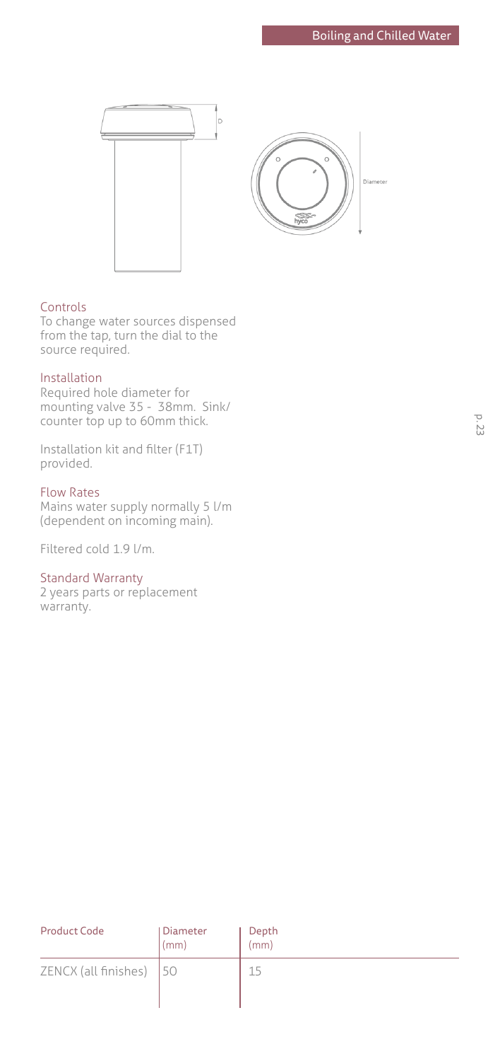## Controls

To change water sources dispensed from the tap, turn the dial to the source required.

## Installation

Required hole diameter for mounting valve 35 - 38mm. Sink/ counter top up to 60mm thick.

Installation kit and filter (F1T) provided.

## Flow Rates

Mains water supply normally 5 l/m (dependent on incoming main).

Filtered cold 1.9 l/m.

## Standard Warranty

2 years parts or replacement warranty.

| Product Code | Diameter (mm) | Depth (mm) |
|---|---|---|
| ZENCX (all finishes) | 50 | 15 |